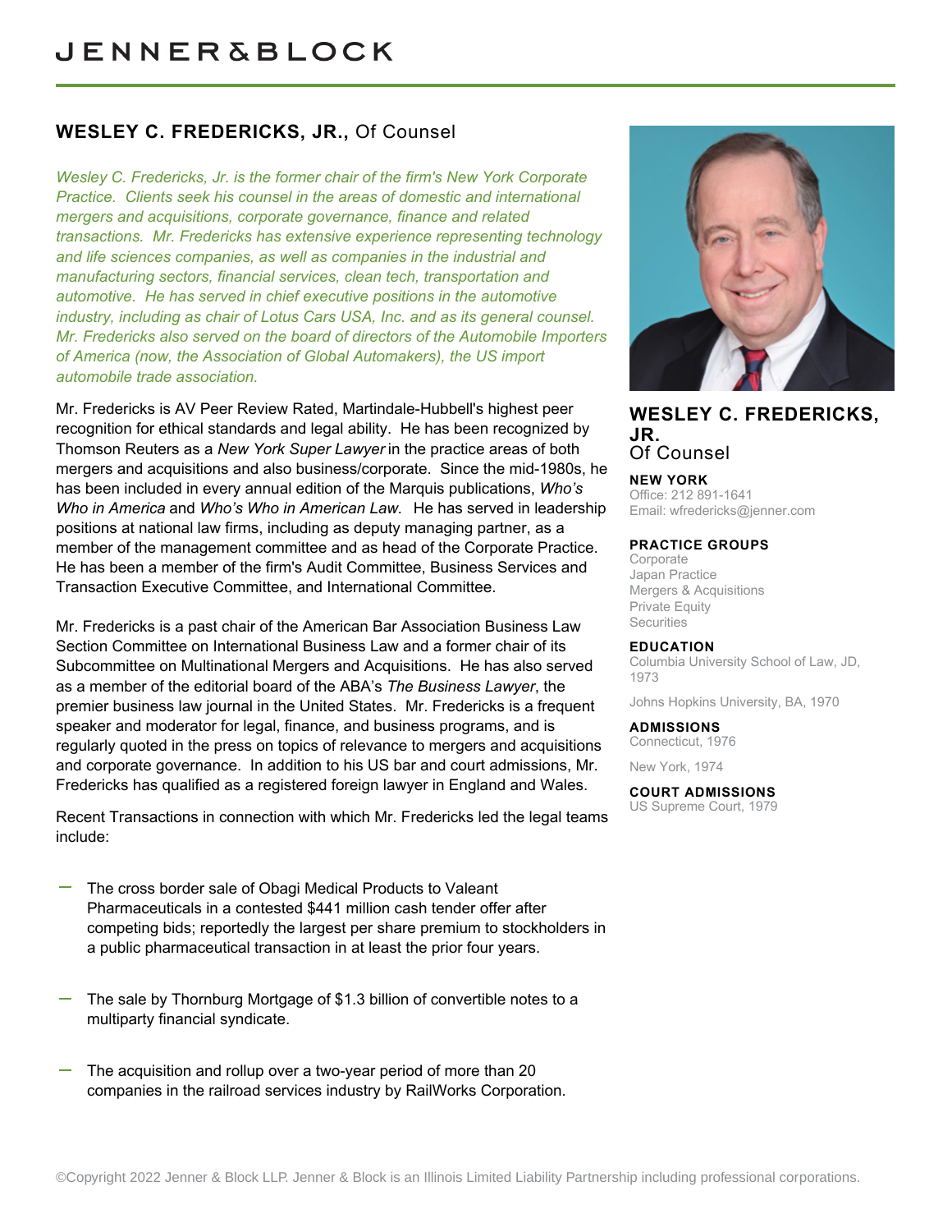# JENNER&BLOCK

## WESLEY C. FREDERICKS, JR., Of Counsel

*Wesley C. Fredericks, Jr. is the former chair of the firm's New York Corporate Practice. Clients seek his counsel in the areas of domestic and international mergers and acquisitions, corporate governance, finance and related transactions. Mr. Fredericks has extensive experience representing technology and life sciences companies, as well as companies in the industrial and manufacturing sectors, financial services, clean tech, transportation and automotive. He has served in chief executive positions in the automotive industry, including as chair of Lotus Cars USA, Inc. and as its general counsel. Mr. Fredericks also served on the board of directors of the Automobile Importers of America (now, the Association of Global Automakers), the US import automobile trade association.*

Mr. Fredericks is AV Peer Review Rated, Martindale-Hubbell's highest peer recognition for ethical standards and legal ability. He has been recognized by Thomson Reuters as a *New York Super Lawyer* in the practice areas of both mergers and acquisitions and also business/corporate. Since the mid-1980s, he has been included in every annual edition of the Marquis publications, *Who's Who in America* and *Who's Who in American Law.* He has served in leadership positions at national law firms, including as deputy managing partner, as a member of the management committee and as head of the Corporate Practice. He has been a member of the firm's Audit Committee, Business Services and Transaction Executive Committee, and International Committee.

Mr. Fredericks is a past chair of the American Bar Association Business Law Section Committee on International Business Law and a former chair of its Subcommittee on Multinational Mergers and Acquisitions. He has also served as a member of the editorial board of the ABA's *The Business Lawyer*, the premier business law journal in the United States. Mr. Fredericks is a frequent speaker and moderator for legal, finance, and business programs, and is regularly quoted in the press on topics of relevance to mergers and acquisitions and corporate governance. In addition to his US bar and court admissions, Mr. Fredericks has qualified as a registered foreign lawyer in England and Wales.

Recent Transactions in connection with which Mr. Fredericks led the legal teams include:

- The cross border sale of Obagi Medical Products to Valeant Pharmaceuticals in a contested $441 million cash tender offer after competing bids; reportedly the largest per share premium to stockholders in a public pharmaceutical transaction in at least the prior four years.
- The sale by Thornburg Mortgage of $1.3 billion of convertible notes to a multiparty financial syndicate.
- The acquisition and rollup over a two-year period of more than 20 companies in the railroad services industry by RailWorks Corporation.

### WESLEY C. FREDERICKS, JR.
Of Counsel

**NEW YORK**
Office: 212 891-1641
Email: wfredericks@jenner.com

**PRACTICE GROUPS**
Corporate
Japan Practice
Mergers & Acquisitions
Private Equity
Securities

**EDUCATION**
Columbia University School of Law, JD, 1973

Johns Hopkins University, BA, 1970

**ADMISSIONS**
Connecticut, 1976

New York, 1974

**COURT ADMISSIONS**
US Supreme Court, 1979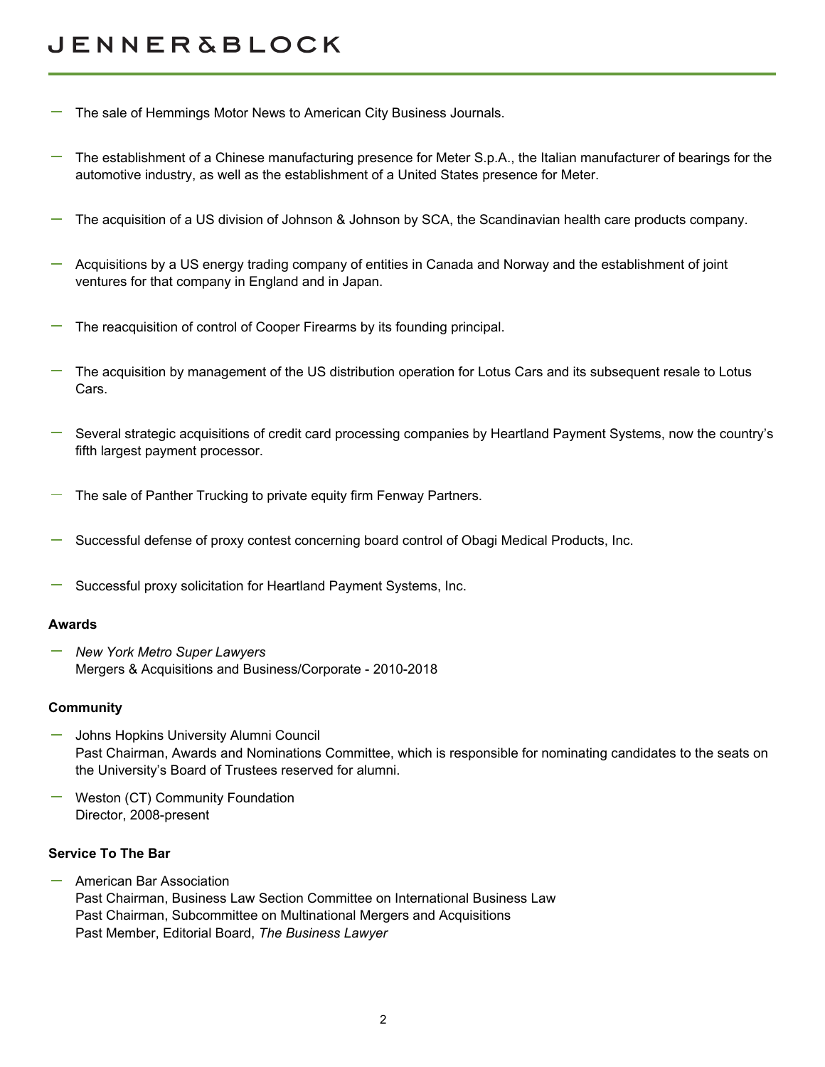- The sale of Hemmings Motor News to American City Business Journals.
- The establishment of a Chinese manufacturing presence for Meter S.p.A., the Italian manufacturer of bearings for the automotive industry, as well as the establishment of a United States presence for Meter.
- The acquisition of a US division of Johnson & Johnson by SCA, the Scandinavian health care products company.
- Acquisitions by a US energy trading company of entities in Canada and Norway and the establishment of joint ventures for that company in England and in Japan.
- The reacquisition of control of Cooper Firearms by its founding principal.
- The acquisition by management of the US distribution operation for Lotus Cars and its subsequent resale to Lotus Cars.
- Several strategic acquisitions of credit card processing companies by Heartland Payment Systems, now the country's fifth largest payment processor.
- The sale of Panther Trucking to private equity firm Fenway Partners.
- Successful defense of proxy contest concerning board control of Obagi Medical Products, Inc.
- Successful proxy solicitation for Heartland Payment Systems, Inc.

**Awards**

- *New York Metro Super Lawyers*
  Mergers & Acquisitions and Business/Corporate - 2010-2018

**Community**

- Johns Hopkins University Alumni Council
  Past Chairman, Awards and Nominations Committee, which is responsible for nominating candidates to the seats on the University's Board of Trustees reserved for alumni.
- Weston (CT) Community Foundation
  Director, 2008-present

**Service To The Bar**

- American Bar Association
  Past Chairman, Business Law Section Committee on International Business Law
  Past Chairman, Subcommittee on Multinational Mergers and Acquisitions
  Past Member, Editorial Board, *The Business Lawyer*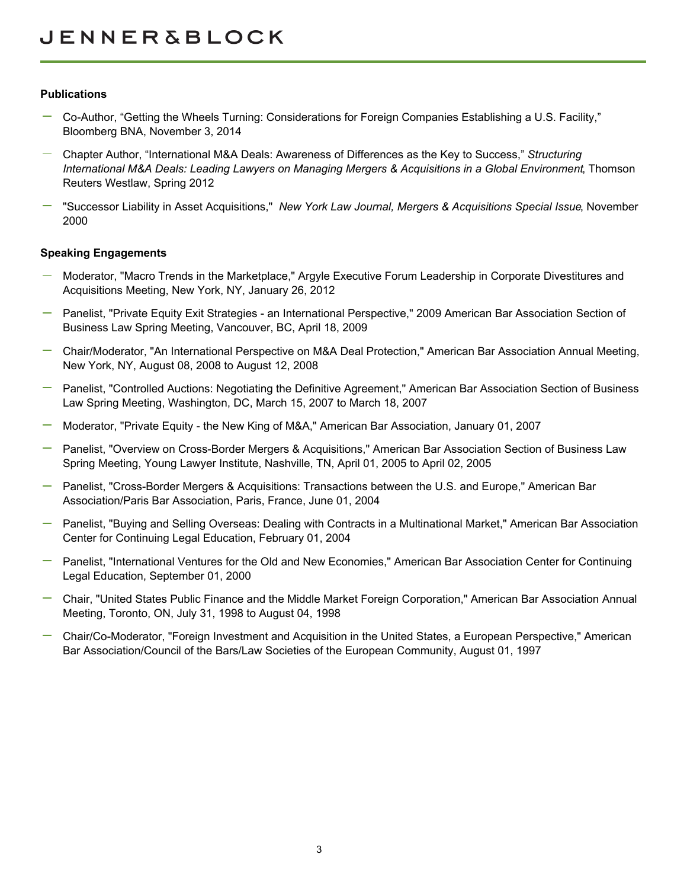**Publications**

- Co-Author, “Getting the Wheels Turning: Considerations for Foreign Companies Establishing a U.S. Facility,” Bloomberg BNA, November 3, 2014
- Chapter Author, “International M&A Deals: Awareness of Differences as the Key to Success,” *Structuring International M&A Deals: Leading Lawyers on Managing Mergers & Acquisitions in a Global Environment*, Thomson Reuters Westlaw, Spring 2012
- "Successor Liability in Asset Acquisitions," *New York Law Journal, Mergers & Acquisitions Special Issue*, November 2000

**Speaking Engagements**

- Moderator, "Macro Trends in the Marketplace," Argyle Executive Forum Leadership in Corporate Divestitures and Acquisitions Meeting, New York, NY, January 26, 2012
- Panelist, "Private Equity Exit Strategies - an International Perspective," 2009 American Bar Association Section of Business Law Spring Meeting, Vancouver, BC, April 18, 2009
- Chair/Moderator, "An International Perspective on M&A Deal Protection," American Bar Association Annual Meeting, New York, NY, August 08, 2008 to August 12, 2008
- Panelist, "Controlled Auctions: Negotiating the Definitive Agreement," American Bar Association Section of Business Law Spring Meeting, Washington, DC, March 15, 2007 to March 18, 2007
- Moderator, "Private Equity - the New King of M&A," American Bar Association, January 01, 2007
- Panelist, "Overview on Cross-Border Mergers & Acquisitions," American Bar Association Section of Business Law Spring Meeting, Young Lawyer Institute, Nashville, TN, April 01, 2005 to April 02, 2005
- Panelist, "Cross-Border Mergers & Acquisitions: Transactions between the U.S. and Europe," American Bar Association/Paris Bar Association, Paris, France, June 01, 2004
- Panelist, "Buying and Selling Overseas: Dealing with Contracts in a Multinational Market," American Bar Association Center for Continuing Legal Education, February 01, 2004
- Panelist, "International Ventures for the Old and New Economies," American Bar Association Center for Continuing Legal Education, September 01, 2000
- Chair, "United States Public Finance and the Middle Market Foreign Corporation," American Bar Association Annual Meeting, Toronto, ON, July 31, 1998 to August 04, 1998
- Chair/Co-Moderator, "Foreign Investment and Acquisition in the United States, a European Perspective," American Bar Association/Council of the Bars/Law Societies of the European Community, August 01, 1997